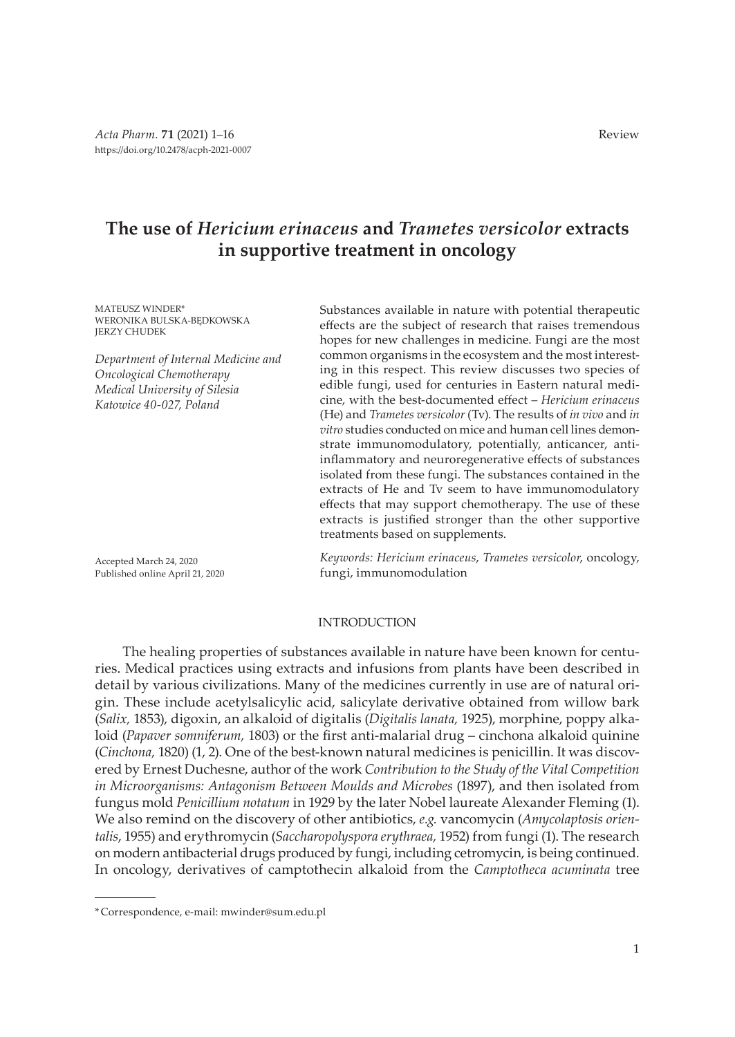Review

# The use of *Hericium erinaceus* and *Trametes versicolor* extracts in supportive treatment in oncology

MATEUSZ WINDER*
WERONIKA BULSKA-BĘDKOWSKA
JERZY CHUDEK

*Department of Internal Medicine and Oncological Chemotherapy Medical University of Silesia Katowice 40-027, Poland*

Accepted March 24, 2020
Published online April 21, 2020

Substances available in nature with potential therapeutic effects are the subject of research that raises tremendous hopes for new challenges in medicine. Fungi are the most common organisms in the ecosystem and the most interesting in this respect. This review discusses two species of edible fungi, used for centuries in Eastern natural medicine, with the best-documented effect – *Hericium erinaceus* (He) and *Trametes versicolor* (Tv). The results of *in vivo* and *in vitro* studies conducted on mice and human cell lines demonstrate immunomodulatory, potentially, anticancer, anti-inflammatory and neuroregenerative effects of substances isolated from these fungi. The substances contained in the extracts of He and Tv seem to have immunomodulatory effects that may support chemotherapy. The use of these extracts is justified stronger than the other supportive treatments based on supplements.

*Keywords: Hericium erinaceus*, *Trametes versicolor*, oncology, fungi, immunomodulation

## INTRODUCTION

The healing properties of substances available in nature have been known for centuries. Medical practices using extracts and infusions from plants have been described in detail by various civilizations. Many of the medicines currently in use are of natural origin. These include acetylsalicylic acid, salicylate derivative obtained from willow bark (*Salix,* 1853), digoxin, an alkaloid of digitalis (*Digitalis lanata,* 1925), morphine, poppy alkaloid (*Papaver somniferum,* 1803) or the first anti-malarial drug – cinchona alkaloid quinine (*Cinchona,* 1820) (1, 2). One of the best-known natural medicines is penicillin. It was discovered by Ernest Duchesne, author of the work *Contribution to the Study of the Vital Competition in Microorganisms: Antagonism Between Moulds and Microbes* (1897), and then isolated from fungus mold *Penicillium notatum* in 1929 by the later Nobel laureate Alexander Fleming (1). We also remind on the discovery of other antibiotics, *e.g.* vancomycin (*Amycolaptosis orientalis*, 1955) and erythromycin (*Saccharopolyspora erythraea,* 1952) from fungi (1). The research on modern antibacterial drugs produced by fungi, including cetromycin, is being continued. In oncology, derivatives of camptothecin alkaloid from the *Camptotheca acuminata* tree

---

* Correspondence, e-mail: mwinder@sum.edu.pl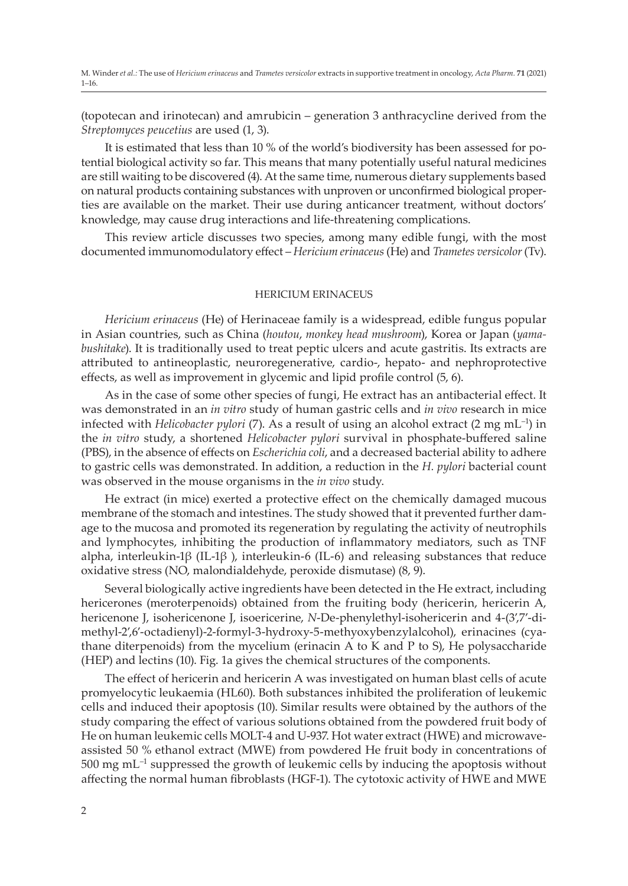(topotecan and irinotecan) and amrubicin – generation 3 anthracycline derived from the *Streptomyces peucetius* are used (1, 3).

It is estimated that less than 10 % of the world's biodiversity has been assessed for potential biological activity so far. This means that many potentially useful natural medicines are still waiting to be discovered (4). At the same time, numerous dietary supplements based on natural products containing substances with unproven or unconfirmed biological properties are available on the market. Their use during anticancer treatment, without doctors' knowledge, may cause drug interactions and life-threatening complications.

This review article discusses two species, among many edible fungi, with the most documented immunomodulatory effect – *Hericium erinaceus* (He) and *Trametes versicolor* (Tv).

## HERICIUM ERINACEUS

*Hericium erinaceus* (He) of Herinaceae family is a widespread, edible fungus popular in Asian countries, such as China (*houtou*, *monkey head mushroom*), Korea or Japan (*yamabushitake*). It is traditionally used to treat peptic ulcers and acute gastritis. Its extracts are attributed to antineoplastic, neuroregenerative, cardio-, hepato- and nephroprotective effects, as well as improvement in glycemic and lipid profile control (5, 6).

As in the case of some other species of fungi, He extract has an antibacterial effect. It was demonstrated in an *in vitro* study of human gastric cells and *in vivo* research in mice infected with *Helicobacter pylori* (7). As a result of using an alcohol extract (2 mg mL$^{-1}$) in the *in vitro* study, a shortened *Helicobacter pylori* survival in phosphate-buffered saline (PBS), in the absence of effects on *Escherichia coli*, and a decreased bacterial ability to adhere to gastric cells was demonstrated. In addition, a reduction in the *H. pylori* bacterial count was observed in the mouse organisms in the *in vivo* study.

He extract (in mice) exerted a protective effect on the chemically damaged mucous membrane of the stomach and intestines. The study showed that it prevented further damage to the mucosa and promoted its regeneration by regulating the activity of neutrophils and lymphocytes, inhibiting the production of inflammatory mediators, such as TNF alpha, interleukin-1β (IL-1β ), interleukin-6 (IL-6) and releasing substances that reduce oxidative stress (NO, malondialdehyde, peroxide dismutase) (8, 9).

Several biologically active ingredients have been detected in the He extract, including hericerones (meroterpenoids) obtained from the fruiting body (hericerin, hericerin A, hericenone J, isohericenone J, isoericerine, *N*-De-phenylethyl-isohericerin and 4-(3′,7′-dimethyl-2′,6′-octadienyl)-2-formyl-3-hydroxy-5-methyoxybenzylalcohol), erinacines (cyathane diterpenoids) from the mycelium (erinacin A to K and P to S), He polysaccharide (HEP) and lectins (10). Fig. 1a gives the chemical structures of the components.

The effect of hericerin and hericerin A was investigated on human blast cells of acute promyelocytic leukaemia (HL60). Both substances inhibited the proliferation of leukemic cells and induced their apoptosis (10). Similar results were obtained by the authors of the study comparing the effect of various solutions obtained from the powdered fruit body of He on human leukemic cells MOLT-4 and U-937. Hot water extract (HWE) and microwave-assisted 50 % ethanol extract (MWE) from powdered He fruit body in concentrations of 500 mg mL$^{-1}$ suppressed the growth of leukemic cells by inducing the apoptosis without affecting the normal human fibroblasts (HGF-1). The cytotoxic activity of HWE and MWE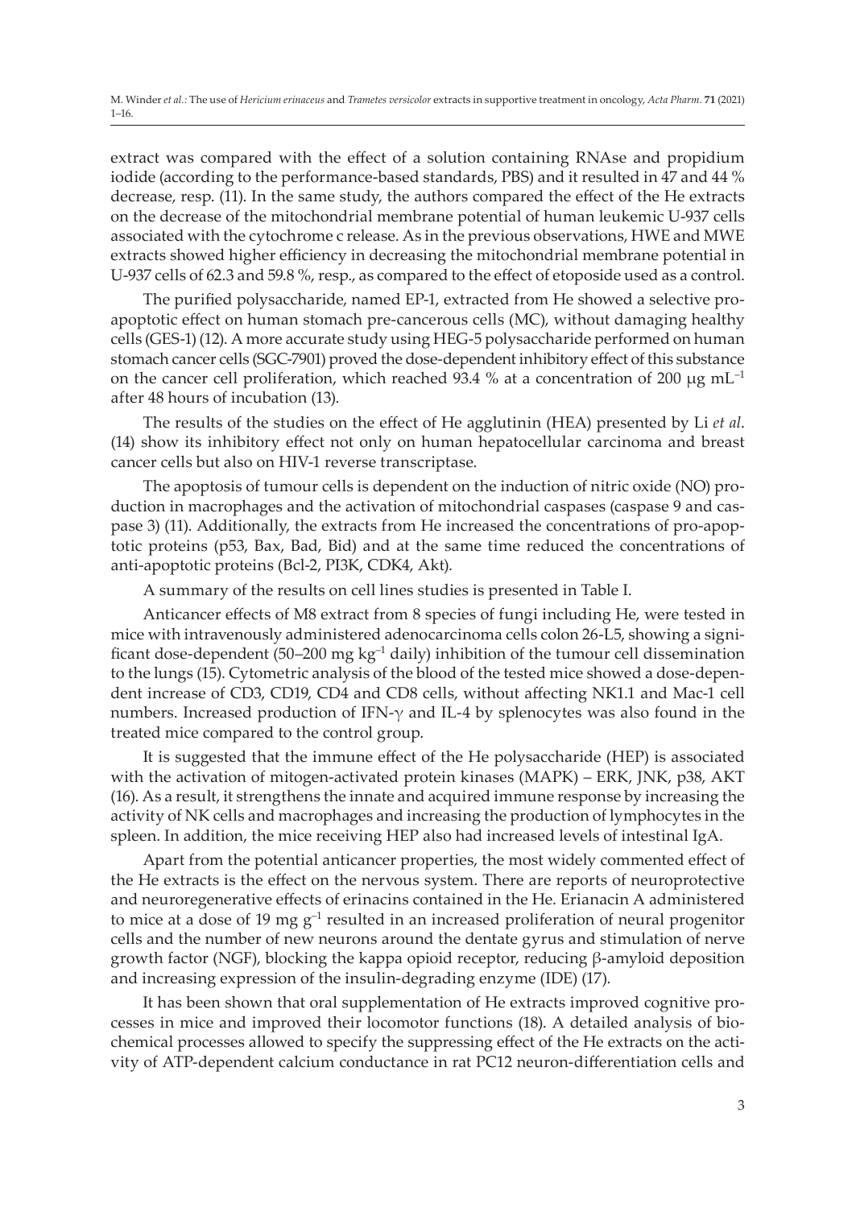extract was compared with the effect of a solution containing RNAse and propidium iodide (according to the performance-based standards, PBS) and it resulted in 47 and 44 % decrease, resp. (11). In the same study, the authors compared the effect of the He extracts on the decrease of the mitochondrial membrane potential of human leukemic U-937 cells associated with the cytochrome c release. As in the previous observations, HWE and MWE extracts showed higher efficiency in decreasing the mitochondrial membrane potential in U-937 cells of 62.3 and 59.8 %, resp., as compared to the effect of etoposide used as a control.

The purified polysaccharide, named EP-1, extracted from He showed a selective pro-apoptotic effect on human stomach pre-cancerous cells (MC), without damaging healthy cells (GES-1) (12). A more accurate study using HEG-5 polysaccharide performed on human stomach cancer cells (SGC-7901) proved the dose-dependent inhibitory effect of this substance on the cancer cell proliferation, which reached 93.4 % at a concentration of 200 μg mL$^{-1}$ after 48 hours of incubation (13).

The results of the studies on the effect of He agglutinin (HEA) presented by Li *et al.* (14) show its inhibitory effect not only on human hepatocellular carcinoma and breast cancer cells but also on HIV-1 reverse transcriptase.

The apoptosis of tumour cells is dependent on the induction of nitric oxide (NO) production in macrophages and the activation of mitochondrial caspases (caspase 9 and caspase 3) (11). Additionally, the extracts from He increased the concentrations of pro-apoptotic proteins (p53, Bax, Bad, Bid) and at the same time reduced the concentrations of anti-apoptotic proteins (Bcl-2, PI3K, CDK4, Akt).

A summary of the results on cell lines studies is presented in Table I.

Anticancer effects of M8 extract from 8 species of fungi including He, were tested in mice with intravenously administered adenocarcinoma cells colon 26-L5, showing a significant dose-dependent (50–200 mg kg$^{-1}$ daily) inhibition of the tumour cell dissemination to the lungs (15). Cytometric analysis of the blood of the tested mice showed a dose-dependent increase of CD3, CD19, CD4 and CD8 cells, without affecting NK1.1 and Mac-1 cell numbers. Increased production of IFN-$\gamma$ and IL-4 by splenocytes was also found in the treated mice compared to the control group.

It is suggested that the immune effect of the He polysaccharide (HEP) is associated with the activation of mitogen-activated protein kinases (MAPK) – ERK, JNK, p38, AKT (16). As a result, it strengthens the innate and acquired immune response by increasing the activity of NK cells and macrophages and increasing the production of lymphocytes in the spleen. In addition, the mice receiving HEP also had increased levels of intestinal IgA.

Apart from the potential anticancer properties, the most widely commented effect of the He extracts is the effect on the nervous system. There are reports of neuroprotective and neuroregenerative effects of erinacins contained in the He. Erianacin A administered to mice at a dose of 19 mg g$^{-1}$ resulted in an increased proliferation of neural progenitor cells and the number of new neurons around the dentate gyrus and stimulation of nerve growth factor (NGF), blocking the kappa opioid receptor, reducing $\beta$-amyloid deposition and increasing expression of the insulin-degrading enzyme (IDE) (17).

It has been shown that oral supplementation of He extracts improved cognitive processes in mice and improved their locomotor functions (18). A detailed analysis of biochemical processes allowed to specify the suppressing effect of the He extracts on the activity of ATP-dependent calcium conductance in rat PC12 neuron-differentiation cells and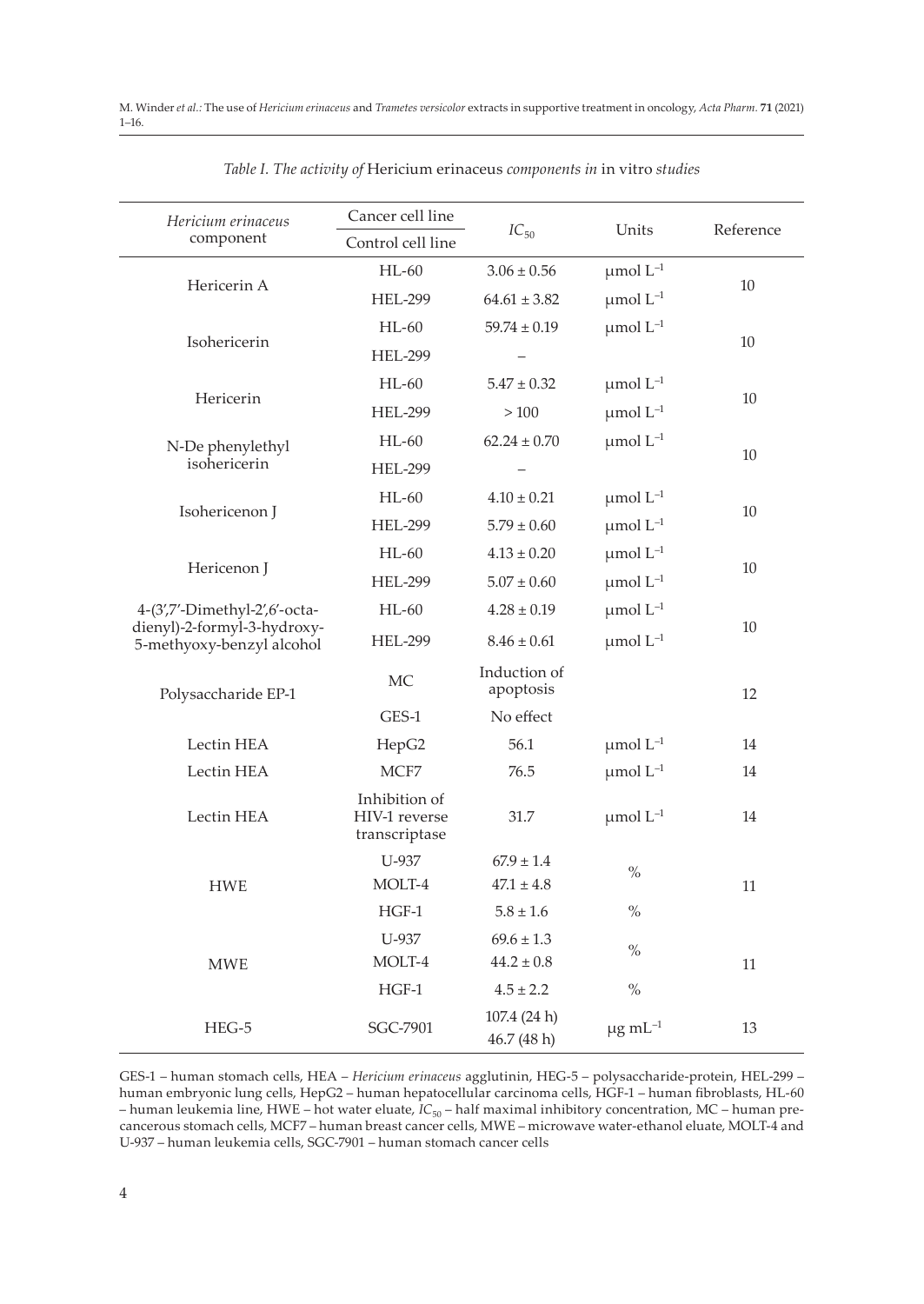*Table I. The activity of* Hericium erinaceus *components in* in vitro *studies*

| *Hericium erinaceus* component | Cancer cell line / Control cell line | $IC_{50}$ | Units | Reference |
|---|---|---|---|---|
| Hericerin A | HL-60 | 3.06 ± 0.56 | μmol $L^{-1}$ | 10 |
| | HEL-299 | 64.61 ± 3.82 | μmol $L^{-1}$ | |
| Isohericerin | HL-60 | 59.74 ± 0.19 | μmol $L^{-1}$ | 10 |
| | HEL-299 | – | | |
| Hericerin | HL-60 | 5.47 ± 0.32 | μmol $L^{-1}$ | 10 |
| | HEL-299 | > 100 | μmol $L^{-1}$ | |
| N-De phenylethyl isohericerin | HL-60 | 62.24 ± 0.70 | μmol $L^{-1}$ | 10 |
| | HEL-299 | – | | |
| Isohericenon J | HL-60 | 4.10 ± 0.21 | μmol $L^{-1}$ | 10 |
| | HEL-299 | 5.79 ± 0.60 | μmol $L^{-1}$ | |
| Hericenon J | HL-60 | 4.13 ± 0.20 | μmol $L^{-1}$ | 10 |
| | HEL-299 | 5.07 ± 0.60 | μmol $L^{-1}$ | |
| 4-(3′,7′-Dimethyl-2′,6′-octa-dienyl)-2-formyl-3-hydroxy-5-methyoxy-benzyl alcohol | HL-60 | 4.28 ± 0.19 | μmol $L^{-1}$ | 10 |
| | HEL-299 | 8.46 ± 0.61 | μmol $L^{-1}$ | |
| Polysaccharide EP-1 | MC | Induction of apoptosis | | 12 |
| | GES-1 | No effect | | |
| Lectin HEA | HepG2 | 56.1 | μmol $L^{-1}$ | 14 |
| Lectin HEA | MCF7 | 76.5 | μmol $L^{-1}$ | 14 |
| Lectin HEA | Inhibition of HIV-1 reverse transcriptase | 31.7 | μmol $L^{-1}$ | 14 |
| HWE | U-937 | 67.9 ± 1.4 | % | 11 |
| | MOLT-4 | 47.1 ± 4.8 | | |
| | HGF-1 | 5.8 ± 1.6 | % | |
| MWE | U-937 | 69.6 ± 1.3 | % | 11 |
| | MOLT-4 | 44.2 ± 0.8 | | |
| | HGF-1 | 4.5 ± 2.2 | % | |
| HEG-5 | SGC-7901 | 107.4 (24 h) 46.7 (48 h) | μg $mL^{-1}$ | 13 |

GES-1 – human stomach cells, HEA – *Hericium erinaceus* agglutinin, HEG-5 – polysaccharide-protein, HEL-299 – human embryonic lung cells, HepG2 – human hepatocellular carcinoma cells, HGF-1 – human fibroblasts, HL-60 – human leukemia line, HWE – hot water eluate, $IC_{50}$ – half maximal inhibitory concentration, MC – human pre-cancerous stomach cells, MCF7 – human breast cancer cells, MWE – microwave water-ethanol eluate, MOLT-4 and U-937 – human leukemia cells, SGC-7901 – human stomach cancer cells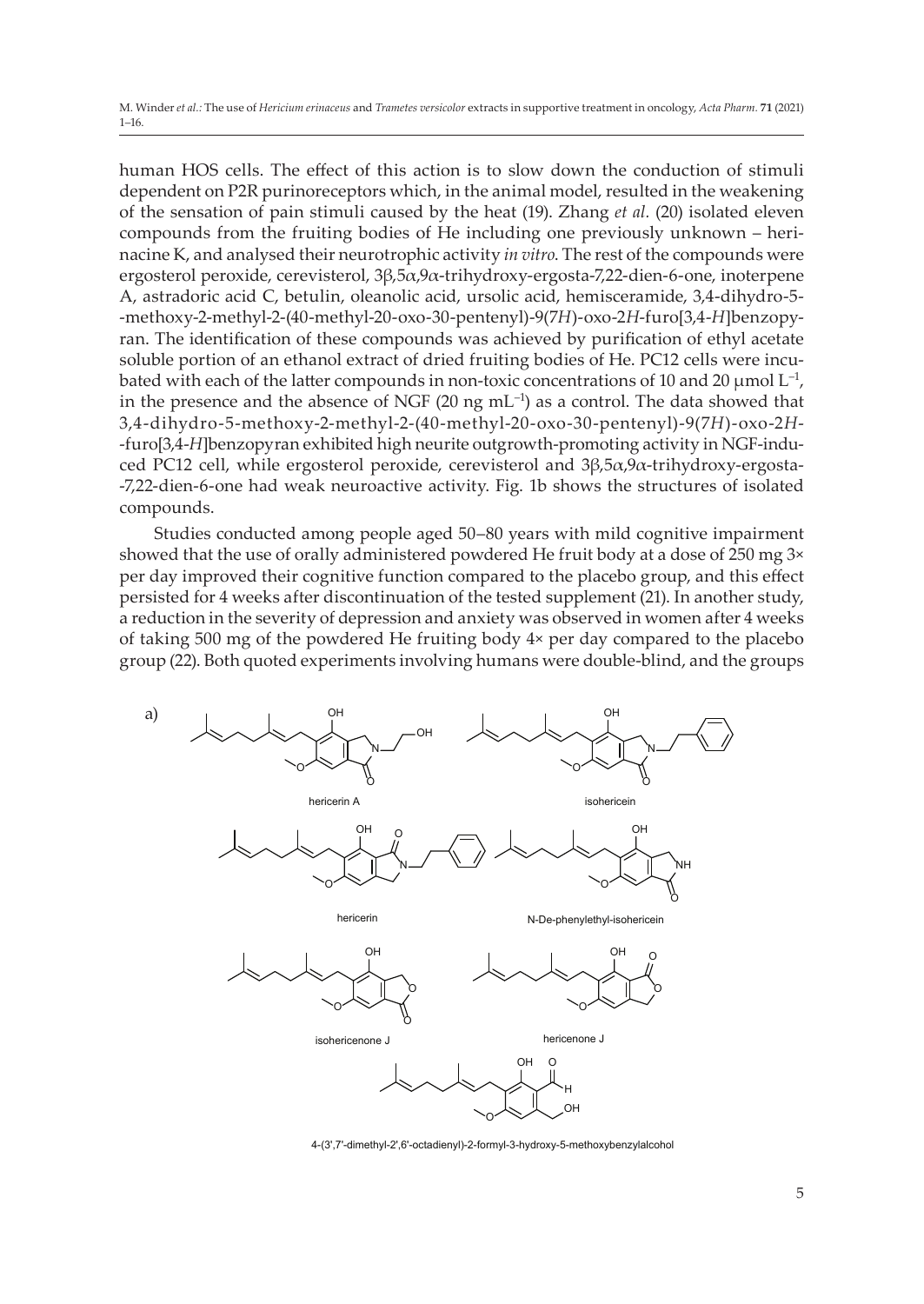human HOS cells. The effect of this action is to slow down the conduction of stimuli dependent on P2R purinoreceptors which, in the animal model, resulted in the weakening of the sensation of pain stimuli caused by the heat (19). Zhang *et al.* (20) isolated eleven compounds from the fruiting bodies of He including one previously unknown – herinacine K, and analysed their neurotrophic activity *in vitro*. The rest of the compounds were ergosterol peroxide, cerevisterol, 3β,5α,9α-trihydroxy-ergosta-7,22-dien-6-one, inoterpene A, astradoric acid C, betulin, oleanolic acid, ursolic acid, hemisceramide, 3,4-dihydro-5-methoxy-2-methyl-2-(40-methyl-20-oxo-30-pentenyl)-9(7*H*)-oxo-2*H*-furo[3,4-*H*]benzopyran. The identification of these compounds was achieved by purification of ethyl acetate soluble portion of an ethanol extract of dried fruiting bodies of He. PC12 cells were incubated with each of the latter compounds in non-toxic concentrations of 10 and 20 μmol $L^{-1}$, in the presence and the absence of NGF (20 ng $mL^{-1}$) as a control. The data showed that 3,4-dihydro-5-methoxy-2-methyl-2-(40-methyl-20-oxo-30-pentenyl)-9(7*H*)-oxo-2*H*-furo[3,4-*H*]benzopyran exhibited high neurite outgrowth-promoting activity in NGF-induced PC12 cell, while ergosterol peroxide, cerevisterol and 3β,5α,9α-trihydroxy-ergosta-7,22-dien-6-one had weak neuroactive activity. Fig. 1b shows the structures of isolated compounds.

Studies conducted among people aged 50–80 years with mild cognitive impairment showed that the use of orally administered powdered He fruit body at a dose of 250 mg 3× per day improved their cognitive function compared to the placebo group, and this effect persisted for 4 weeks after discontinuation of the tested supplement (21). In another study, a reduction in the severity of depression and anxiety was observed in women after 4 weeks of taking 500 mg of the powdered He fruiting body 4× per day compared to the placebo group (22). Both quoted experiments involving humans were double-blind, and the groups

a)

hericerin A

isohericein

hericerin

N-De-phenylethyl-isohericein

isohericenone J

hericenone J

4-(3',7'-dimethyl-2',6'-octadienyl)-2-formyl-3-hydroxy-5-methoxybenzylalcohol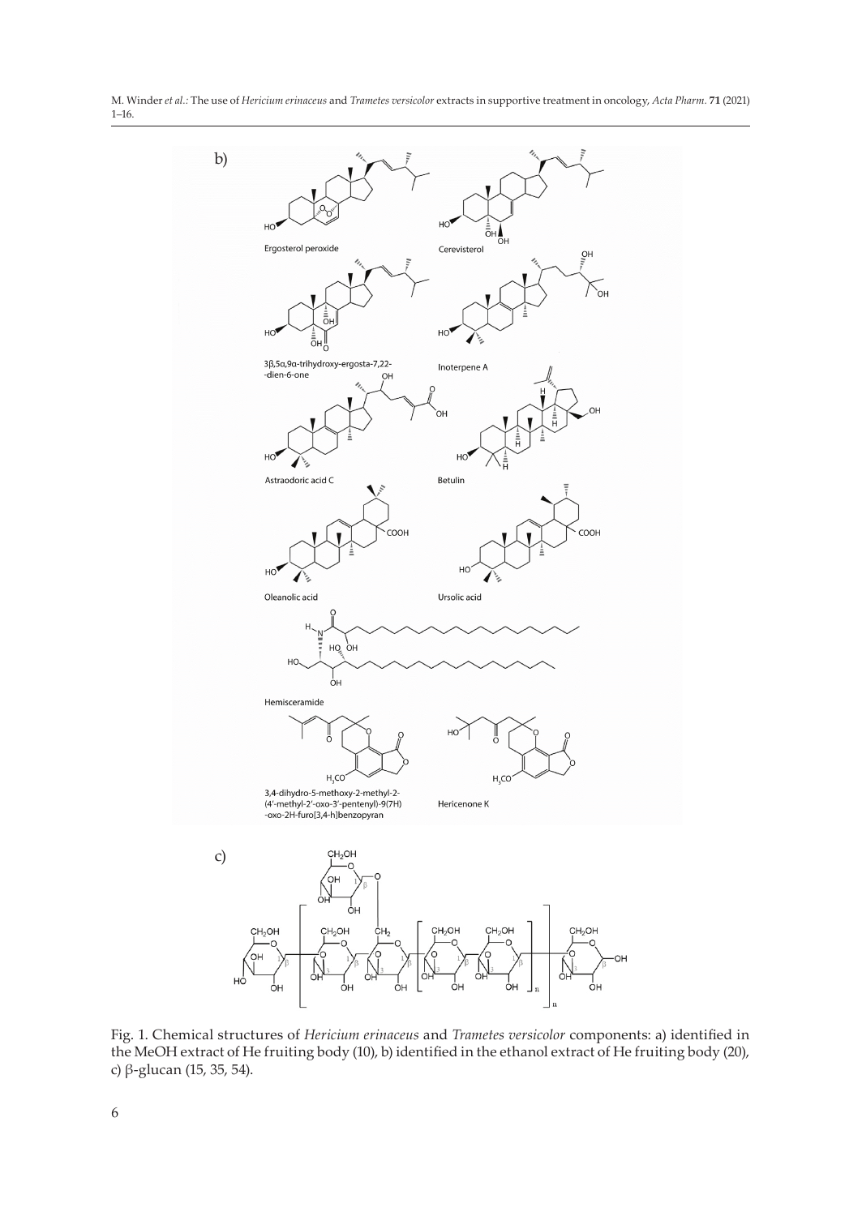Fig. 1. Chemical structures of *Hericium erinaceus* and *Trametes versicolor* components: a) identified in the MeOH extract of He fruiting body (10), b) identified in the ethanol extract of He fruiting body (20), c) β-glucan (15, 35, 54).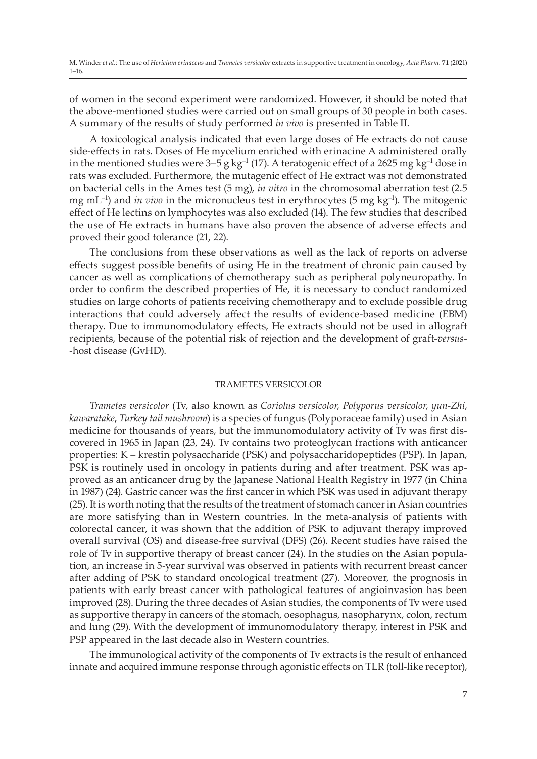of women in the second experiment were randomized. However, it should be noted that the above-mentioned studies were carried out on small groups of 30 people in both cases. A summary of the results of study performed *in vivo* is presented in Table II.

A toxicological analysis indicated that even large doses of He extracts do not cause side-effects in rats. Doses of He mycelium enriched with erinacine A administered orally in the mentioned studies were 3–5 g $kg^{-1}$ (17). A teratogenic effect of a 2625 mg $kg^{-1}$ dose in rats was excluded. Furthermore, the mutagenic effect of He extract was not demonstrated on bacterial cells in the Ames test (5 mg), *in vitro* in the chromosomal aberration test (2.5 mg $mL^{-1}$) and *in vivo* in the micronucleus test in erythrocytes (5 mg $kg^{-1}$). The mitogenic effect of He lectins on lymphocytes was also excluded (14). The few studies that described the use of He extracts in humans have also proven the absence of adverse effects and proved their good tolerance (21, 22).

The conclusions from these observations as well as the lack of reports on adverse effects suggest possible benefits of using He in the treatment of chronic pain caused by cancer as well as complications of chemotherapy such as peripheral polyneuropathy. In order to confirm the described properties of He, it is necessary to conduct randomized studies on large cohorts of patients receiving chemotherapy and to exclude possible drug interactions that could adversely affect the results of evidence-based medicine (EBM) therapy. Due to immunomodulatory effects, He extracts should not be used in allograft recipients, because of the potential risk of rejection and the development of graft-*versus*-host disease (GvHD).

## TRAMETES VERSICOLOR

*Trametes versicolor* (Tv, also known as *Coriolus versicolor*, *Polyporus versicolor*, *yun-Zhi*, *kawaratake*, *Turkey tail mushroom*) is a species of fungus (Polyporaceae family) used in Asian medicine for thousands of years, but the immunomodulatory activity of Tv was first discovered in 1965 in Japan (23, 24). Tv contains two proteoglycan fractions with anticancer properties: K – krestin polysaccharide (PSK) and polysaccharidopeptides (PSP). In Japan, PSK is routinely used in oncology in patients during and after treatment. PSK was approved as an anticancer drug by the Japanese National Health Registry in 1977 (in China in 1987) (24). Gastric cancer was the first cancer in which PSK was used in adjuvant therapy (25). It is worth noting that the results of the treatment of stomach cancer in Asian countries are more satisfying than in Western countries. In the meta-analysis of patients with colorectal cancer, it was shown that the addition of PSK to adjuvant therapy improved overall survival (OS) and disease-free survival (DFS) (26). Recent studies have raised the role of Tv in supportive therapy of breast cancer (24). In the studies on the Asian population, an increase in 5-year survival was observed in patients with recurrent breast cancer after adding of PSK to standard oncological treatment (27). Moreover, the prognosis in patients with early breast cancer with pathological features of angioinvasion has been improved (28). During the three decades of Asian studies, the components of Tv were used as supportive therapy in cancers of the stomach, oesophagus, nasopharynx, colon, rectum and lung (29). With the development of immunomodulatory therapy, interest in PSK and PSP appeared in the last decade also in Western countries.

The immunological activity of the components of Tv extracts is the result of enhanced innate and acquired immune response through agonistic effects on TLR (toll-like receptor),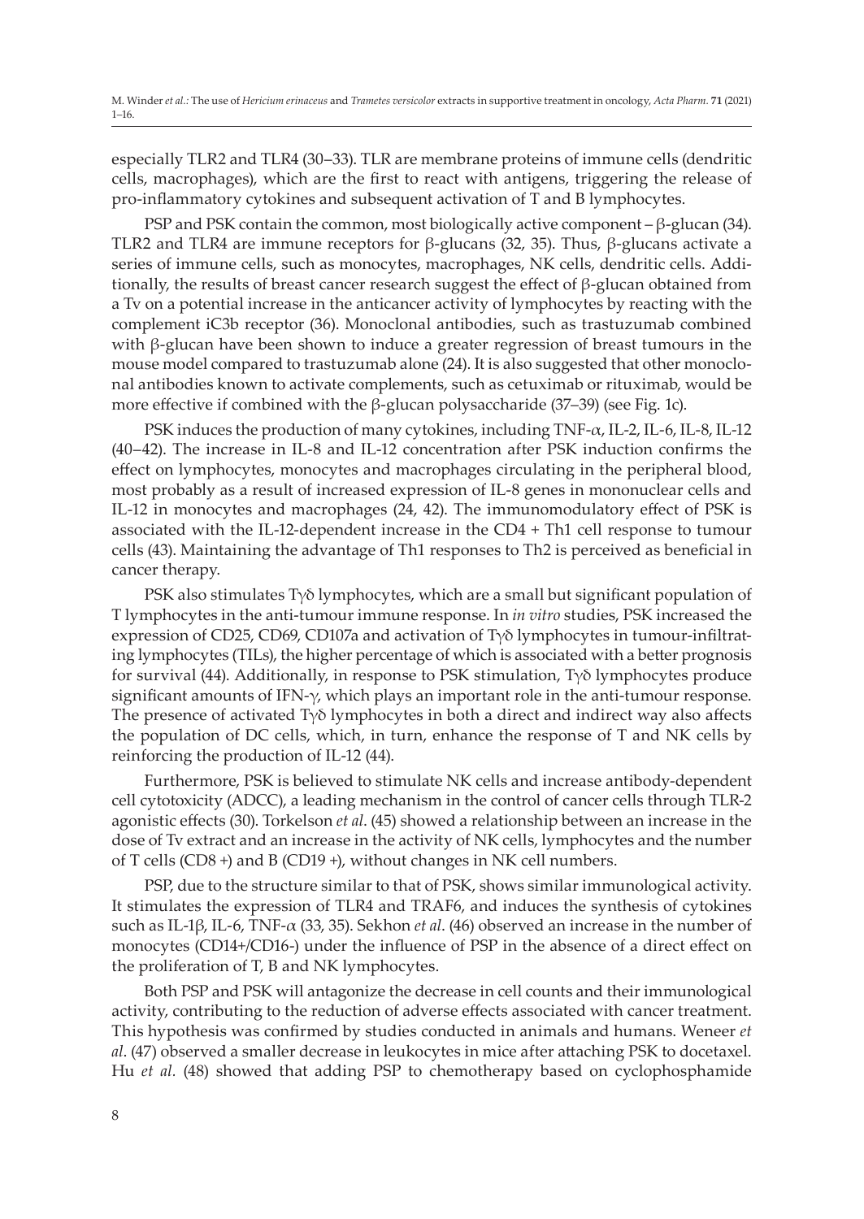especially TLR2 and TLR4 (30–33). TLR are membrane proteins of immune cells (dendritic cells, macrophages), which are the first to react with antigens, triggering the release of pro-inflammatory cytokines and subsequent activation of T and B lymphocytes.

PSP and PSK contain the common, most biologically active component – β-glucan (34). TLR2 and TLR4 are immune receptors for β-glucans (32, 35). Thus, β-glucans activate a series of immune cells, such as monocytes, macrophages, NK cells, dendritic cells. Additionally, the results of breast cancer research suggest the effect of β-glucan obtained from a Tv on a potential increase in the anticancer activity of lymphocytes by reacting with the complement iC3b receptor (36). Monoclonal antibodies, such as trastuzumab combined with β-glucan have been shown to induce a greater regression of breast tumours in the mouse model compared to trastuzumab alone (24). It is also suggested that other monoclonal antibodies known to activate complements, such as cetuximab or rituximab, would be more effective if combined with the β-glucan polysaccharide (37–39) (see Fig. 1c).

PSK induces the production of many cytokines, including TNF-α, IL-2, IL-6, IL-8, IL-12 (40–42). The increase in IL-8 and IL-12 concentration after PSK induction confirms the effect on lymphocytes, monocytes and macrophages circulating in the peripheral blood, most probably as a result of increased expression of IL-8 genes in mononuclear cells and IL-12 in monocytes and macrophages (24, 42). The immunomodulatory effect of PSK is associated with the IL-12-dependent increase in the CD4 + Th1 cell response to tumour cells (43). Maintaining the advantage of Th1 responses to Th2 is perceived as beneficial in cancer therapy.

PSK also stimulates Tγδ lymphocytes, which are a small but significant population of T lymphocytes in the anti-tumour immune response. In *in vitro* studies, PSK increased the expression of CD25, CD69, CD107a and activation of Tγδ lymphocytes in tumour-infiltrating lymphocytes (TILs), the higher percentage of which is associated with a better prognosis for survival (44). Additionally, in response to PSK stimulation, Tγδ lymphocytes produce significant amounts of IFN-γ, which plays an important role in the anti-tumour response. The presence of activated Tγδ lymphocytes in both a direct and indirect way also affects the population of DC cells, which, in turn, enhance the response of T and NK cells by reinforcing the production of IL-12 (44).

Furthermore, PSK is believed to stimulate NK cells and increase antibody-dependent cell cytotoxicity (ADCC), a leading mechanism in the control of cancer cells through TLR-2 agonistic effects (30). Torkelson *et al*. (45) showed a relationship between an increase in the dose of Tv extract and an increase in the activity of NK cells, lymphocytes and the number of T cells (CD8 +) and B (CD19 +), without changes in NK cell numbers.

PSP, due to the structure similar to that of PSK, shows similar immunological activity. It stimulates the expression of TLR4 and TRAF6, and induces the synthesis of cytokines such as IL-1β, IL-6, TNF-α (33, 35). Sekhon *et al*. (46) observed an increase in the number of monocytes (CD14+/CD16-) under the influence of PSP in the absence of a direct effect on the proliferation of T, B and NK lymphocytes.

Both PSP and PSK will antagonize the decrease in cell counts and their immunological activity, contributing to the reduction of adverse effects associated with cancer treatment. This hypothesis was confirmed by studies conducted in animals and humans. Weneer *et al*. (47) observed a smaller decrease in leukocytes in mice after attaching PSK to docetaxel. Hu *et al.* (48) showed that adding PSP to chemotherapy based on cyclophosphamide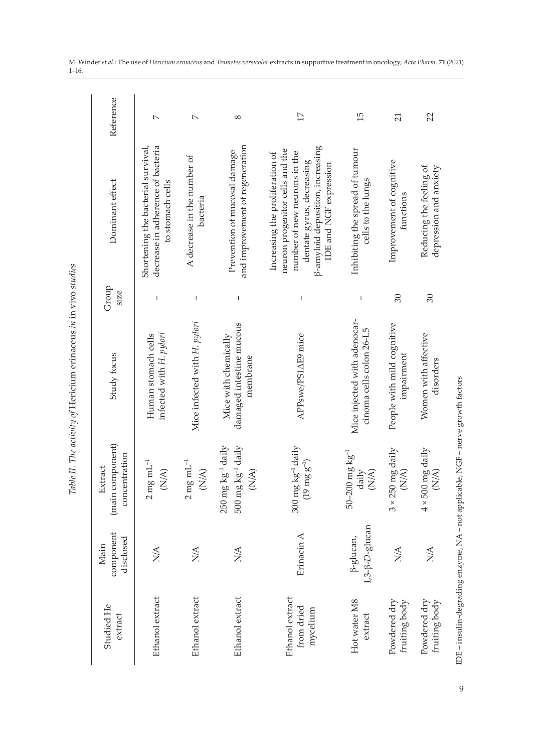*Table II. The activity of* Hericium erinaceus *in* in vivo *studies*

| Studied He extract | Main component disclosed | Extract (main component) concentration | Study focus | Group size | Dominant effect | Reference |
|---|---|---|---|---|---|---|
| Ethanol extract | N/A | 2 mg mL$^{-1}$ (N/A) | Human stomach cells infected with *H. pylori* | – | Shortening the bacterial survival, decrease in adherence of bacteria to stomach cells | 7 |
| Ethanol extract | N/A | 2 mg mL$^{-1}$ (N/A) | Mice infected with *H. pylori* | – | A decrease in the number of bacteria | 7 |
| Ethanol extract | N/A | 250 mg kg$^{-1}$ daily 500 mg kg$^{-1}$ daily (N/A) | Mice with chemically damaged intestine mucous membrane | – | Prevention of mucosal damage and improvement of regeneration | 8 |
| Ethanol extract from dried mycelium | Erinacin A | 300 mg kg$^{-1}$ daily (19 mg g$^{-1}$) | APPswe/PS1ΔE9 mice | – | Increasing the proliferation of neuron progenitor cells and the number of new neurons in the dentate gyrus, decreasing β-amyloid deposition, increasing IDE and NGF expression | 17 |
| Hot water M8 extract | β-glucan, 1,3-β-*D*-glucan | 50–200 mg kg$^{-1}$ daily (N/A) | Mice injected with adenocarcinoma cells colon 26-L5 | – | Inhibiting the spread of tumour cells to the lungs | 15 |
| Powdered dry fruiting body | N/A | 3 × 250 mg daily (N/A) | People with mild cognitive impairment | 30 | Improvement of cognitive functions | 21 |
| Powdered dry fruiting body | N/A | 4 × 500 mg daily (N/A) | Women with affective disorders | 30 | Reducing the feeling of depression and anxiety | 22 |

IDE – insulin-degrading enzyme, NA – not applicable, NGF – nerve growth factors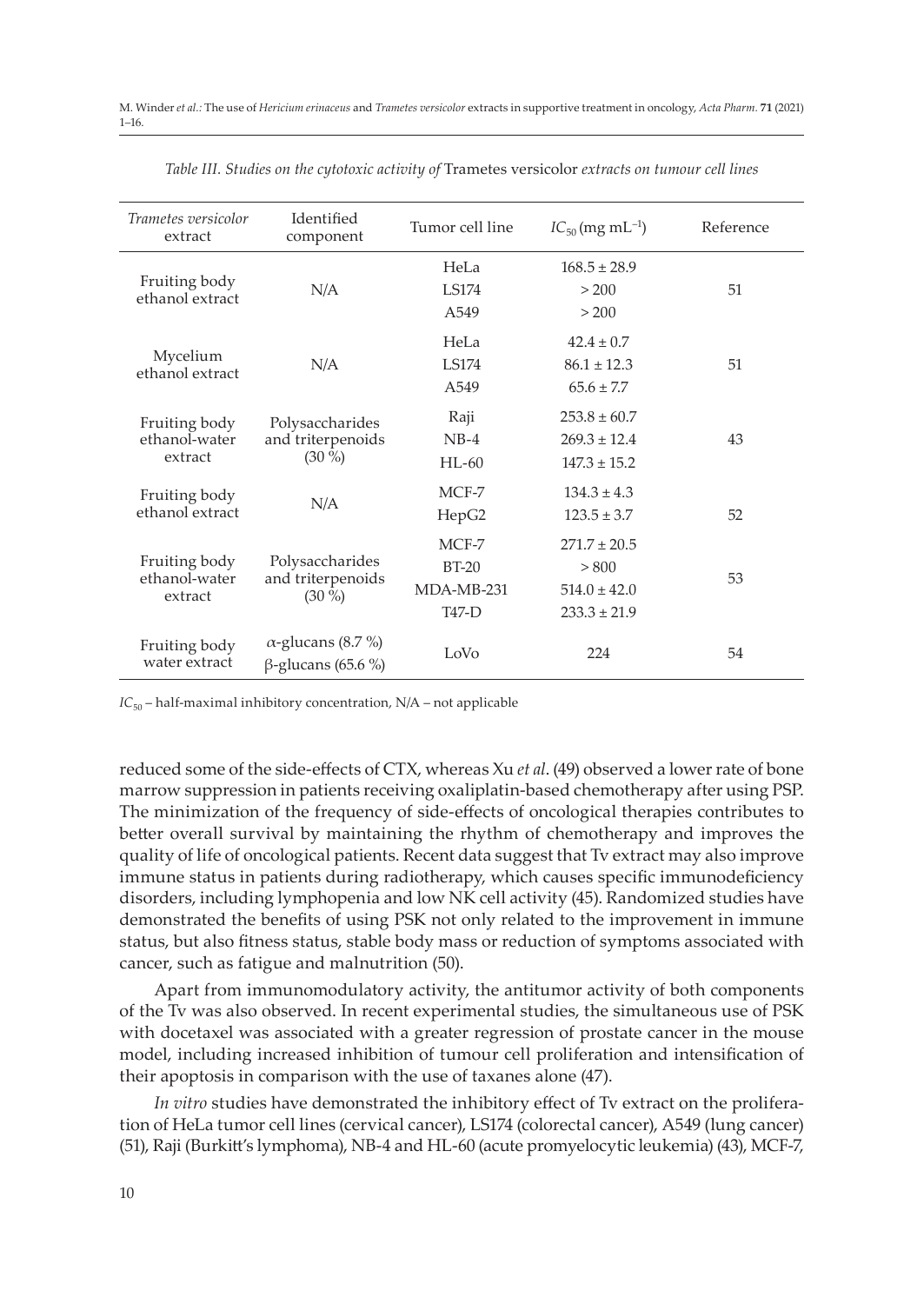*Table III. Studies on the cytotoxic activity of* Trametes versicolor *extracts on tumour cell lines*

| *Trametes versicolor* extract | Identified component | Tumor cell line | $IC_{50}$ (mg mL$^{-1}$) | Reference |
|---|---|---|---|---|
| Fruiting body ethanol extract | N/A | HeLa | $168.5 \pm 28.9$ | 51 |
| | | LS174 | > 200 | |
| | | A549 | > 200 | |
| Mycelium ethanol extract | N/A | HeLa | $42.4 \pm 0.7$ | 51 |
| | | LS174 | $86.1 \pm 12.3$ | |
| | | A549 | $65.6 \pm 7.7$ | |
| Fruiting body ethanol-water extract | Polysaccharides and triterpenoids (30 %) | Raji | $253.8 \pm 60.7$ | 43 |
| | | NB-4 | $269.3 \pm 12.4$ | |
| | | HL-60 | $147.3 \pm 15.2$ | |
| Fruiting body ethanol extract | N/A | MCF-7 | $134.3 \pm 4.3$ | 52 |
| | | HepG2 | $123.5 \pm 3.7$ | |
| Fruiting body ethanol-water extract | Polysaccharides and triterpenoids (30 %) | MCF-7 | $271.7 \pm 20.5$ | 53 |
| | | BT-20 | > 800 | |
| | | MDA-MB-231 | $514.0 \pm 42.0$ | |
| | | T47-D | $233.3 \pm 21.9$ | |
| Fruiting body water extract | α-glucans (8.7 %) β-glucans (65.6 %) | LoVo | 224 | 54 |

$IC_{50}$ – half-maximal inhibitory concentration, N/A – not applicable

reduced some of the side-effects of CTX, whereas Xu *et al*. (49) observed a lower rate of bone marrow suppression in patients receiving oxaliplatin-based chemotherapy after using PSP. The minimization of the frequency of side-effects of oncological therapies contributes to better overall survival by maintaining the rhythm of chemotherapy and improves the quality of life of oncological patients. Recent data suggest that Tv extract may also improve immune status in patients during radiotherapy, which causes specific immunodeficiency disorders, including lymphopenia and low NK cell activity (45). Randomized studies have demonstrated the benefits of using PSK not only related to the improvement in immune status, but also fitness status, stable body mass or reduction of symptoms associated with cancer, such as fatigue and malnutrition (50).

Apart from immunomodulatory activity, the antitumor activity of both components of the Tv was also observed. In recent experimental studies, the simultaneous use of PSK with docetaxel was associated with a greater regression of prostate cancer in the mouse model, including increased inhibition of tumour cell proliferation and intensification of their apoptosis in comparison with the use of taxanes alone (47).

*In vitro* studies have demonstrated the inhibitory effect of Tv extract on the proliferation of HeLa tumor cell lines (cervical cancer), LS174 (colorectal cancer), A549 (lung cancer) (51), Raji (Burkitt's lymphoma), NB-4 and HL-60 (acute promyelocytic leukemia) (43), MCF-7,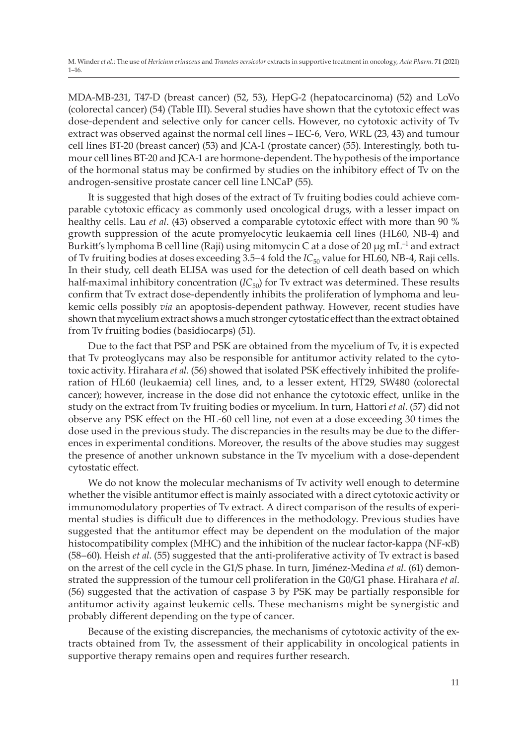MDA-MB-231, T47-D (breast cancer) (52, 53), HepG-2 (hepatocarcinoma) (52) and LoVo (colorectal cancer) (54) (Table III). Several studies have shown that the cytotoxic effect was dose-dependent and selective only for cancer cells. However, no cytotoxic activity of Tv extract was observed against the normal cell lines – IEC-6, Vero, WRL (23, 43) and tumour cell lines BT-20 (breast cancer) (53) and JCA-1 (prostate cancer) (55). Interestingly, both tumour cell lines BT-20 and JCA-1 are hormone-dependent. The hypothesis of the importance of the hormonal status may be confirmed by studies on the inhibitory effect of Tv on the androgen-sensitive prostate cancer cell line LNCaP (55).

It is suggested that high doses of the extract of Tv fruiting bodies could achieve comparable cytotoxic efficacy as commonly used oncological drugs, with a lesser impact on healthy cells. Lau *et al*. (43) observed a comparable cytotoxic effect with more than 90 % growth suppression of the acute promyelocytic leukaemia cell lines (HL60, NB-4) and Burkitt's lymphoma B cell line (Raji) using mitomycin C at a dose of 20 μg $mL^{-1}$ and extract of Tv fruiting bodies at doses exceeding 3.5–4 fold the $IC_{50}$ value for HL60, NB-4, Raji cells. In their study, cell death ELISA was used for the detection of cell death based on which half-maximal inhibitory concentration ($IC_{50}$) for Tv extract was determined. These results confirm that Tv extract dose-dependently inhibits the proliferation of lymphoma and leukemic cells possibly *via* an apoptosis-dependent pathway. However, recent studies have shown that mycelium extract shows a much stronger cytostatic effect than the extract obtained from Tv fruiting bodies (basidiocarps) (51).

Due to the fact that PSP and PSK are obtained from the mycelium of Tv, it is expected that Tv proteoglycans may also be responsible for antitumor activity related to the cytotoxic activity. Hirahara *et al*. (56) showed that isolated PSK effectively inhibited the proliferation of HL60 (leukaemia) cell lines, and, to a lesser extent, HT29, SW480 (colorectal cancer); however, increase in the dose did not enhance the cytotoxic effect, unlike in the study on the extract from Tv fruiting bodies or mycelium. In turn, Hattori *et al*. (57) did not observe any PSK effect on the HL-60 cell line, not even at a dose exceeding 30 times the dose used in the previous study. The discrepancies in the results may be due to the differences in experimental conditions. Moreover, the results of the above studies may suggest the presence of another unknown substance in the Tv mycelium with a dose-dependent cytostatic effect.

We do not know the molecular mechanisms of Tv activity well enough to determine whether the visible antitumor effect is mainly associated with a direct cytotoxic activity or immunomodulatory properties of Tv extract. A direct comparison of the results of experimental studies is difficult due to differences in the methodology. Previous studies have suggested that the antitumor effect may be dependent on the modulation of the major histocompatibility complex (MHC) and the inhibition of the nuclear factor-kappa (NF-κB) (58–60). Heish *et al*. (55) suggested that the anti-proliferative activity of Tv extract is based on the arrest of the cell cycle in the G1/S phase. In turn, Jiménez-Medina *et al*. (61) demonstrated the suppression of the tumour cell proliferation in the G0/G1 phase. Hirahara *et al*. (56) suggested that the activation of caspase 3 by PSK may be partially responsible for antitumor activity against leukemic cells. These mechanisms might be synergistic and probably different depending on the type of cancer.

Because of the existing discrepancies, the mechanisms of cytotoxic activity of the extracts obtained from Tv, the assessment of their applicability in oncological patients in supportive therapy remains open and requires further research.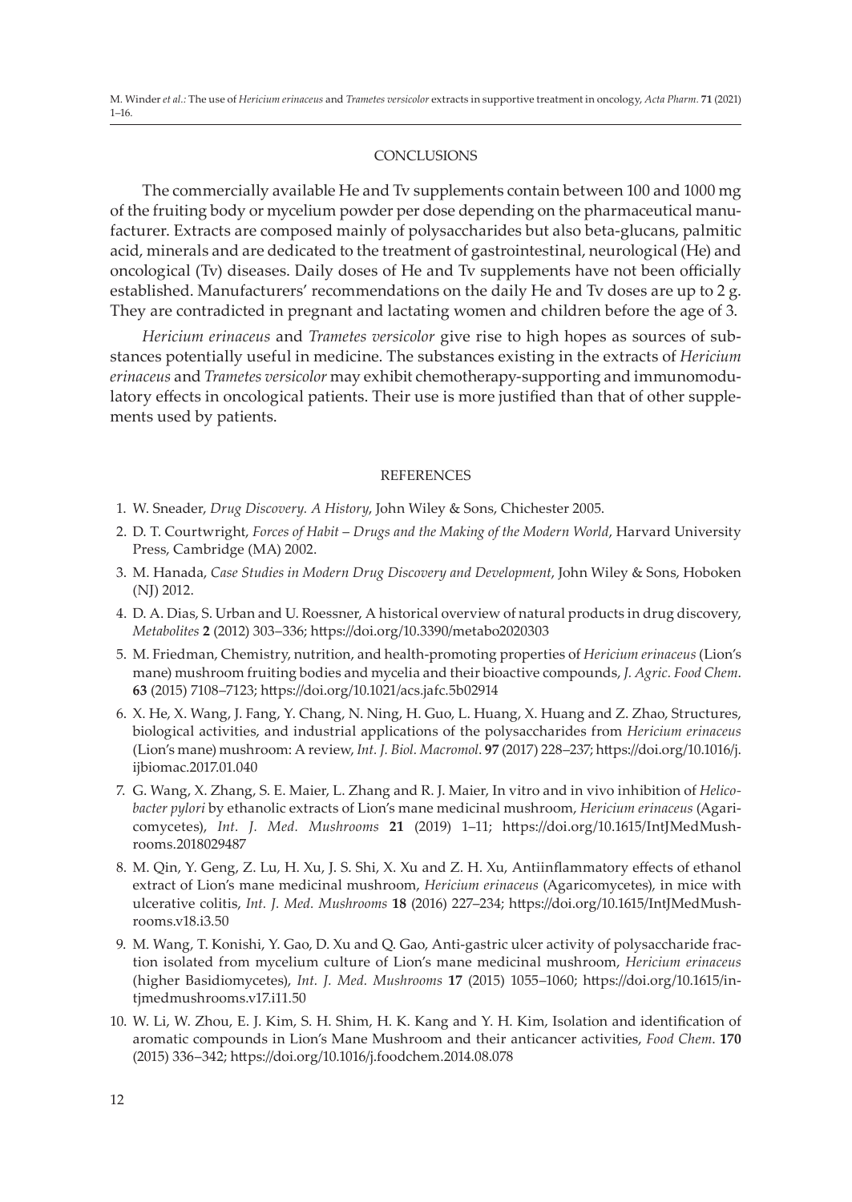## CONCLUSIONS

The commercially available He and Tv supplements contain between 100 and 1000 mg of the fruiting body or mycelium powder per dose depending on the pharmaceutical manufacturer. Extracts are composed mainly of polysaccharides but also beta-glucans, palmitic acid, minerals and are dedicated to the treatment of gastrointestinal, neurological (He) and oncological (Tv) diseases. Daily doses of He and Tv supplements have not been officially established. Manufacturers' recommendations on the daily He and Tv doses are up to 2 g. They are contradicted in pregnant and lactating women and children before the age of 3.

*Hericium erinaceus* and *Trametes versicolor* give rise to high hopes as sources of substances potentially useful in medicine. The substances existing in the extracts of *Hericium erinaceus* and *Trametes versicolor* may exhibit chemotherapy-supporting and immunomodulatory effects in oncological patients. Their use is more justified than that of other supplements used by patients.

## REFERENCES

1. W. Sneader, *Drug Discovery. A History*, John Wiley & Sons, Chichester 2005.
2. D. T. Courtwright, *Forces of Habit – Drugs and the Making of the Modern World*, Harvard University Press, Cambridge (MA) 2002.
3. M. Hanada, *Case Studies in Modern Drug Discovery and Development*, John Wiley & Sons, Hoboken (NJ) 2012.
4. D. A. Dias, S. Urban and U. Roessner, A historical overview of natural products in drug discovery, *Metabolites* **2** (2012) 303–336; https://doi.org/10.3390/metabo2020303
5. M. Friedman, Chemistry, nutrition, and health-promoting properties of *Hericium erinaceus* (Lion's mane) mushroom fruiting bodies and mycelia and their bioactive compounds, *J. Agric. Food Chem.* **63** (2015) 7108–7123; https://doi.org/10.1021/acs.jafc.5b02914
6. X. He, X. Wang, J. Fang, Y. Chang, N. Ning, H. Guo, L. Huang, X. Huang and Z. Zhao, Structures, biological activities, and industrial applications of the polysaccharides from *Hericium erinaceus* (Lion's mane) mushroom: A review, *Int. J. Biol. Macromol*. **97** (2017) 228–237; https://doi.org/10.1016/j.ijbiomac.2017.01.040
7. G. Wang, X. Zhang, S. E. Maier, L. Zhang and R. J. Maier, In vitro and in vivo inhibition of *Helicobacter pylori* by ethanolic extracts of Lion's mane medicinal mushroom, *Hericium erinaceus* (Agaricomycetes), *Int. J. Med. Mushrooms* **21** (2019) 1–11; https://doi.org/10.1615/IntJMedMushrooms.2018029487
8. M. Qin, Y. Geng, Z. Lu, H. Xu, J. S. Shi, X. Xu and Z. H. Xu, Antiinflammatory effects of ethanol extract of Lion's mane medicinal mushroom, *Hericium erinaceus* (Agaricomycetes), in mice with ulcerative colitis, *Int. J. Med. Mushrooms* **18** (2016) 227–234; https://doi.org/10.1615/IntJMedMushrooms.v18.i3.50
9. M. Wang, T. Konishi, Y. Gao, D. Xu and Q. Gao, Anti-gastric ulcer activity of polysaccharide fraction isolated from mycelium culture of Lion's mane medicinal mushroom, *Hericium erinaceus* (higher Basidiomycetes), *Int. J. Med. Mushrooms* **17** (2015) 1055–1060; https://doi.org/10.1615/intjmedmushrooms.v17.i11.50
10. W. Li, W. Zhou, E. J. Kim, S. H. Shim, H. K. Kang and Y. H. Kim, Isolation and identification of aromatic compounds in Lion's Mane Mushroom and their anticancer activities, *Food Chem*. **170** (2015) 336–342; https://doi.org/10.1016/j.foodchem.2014.08.078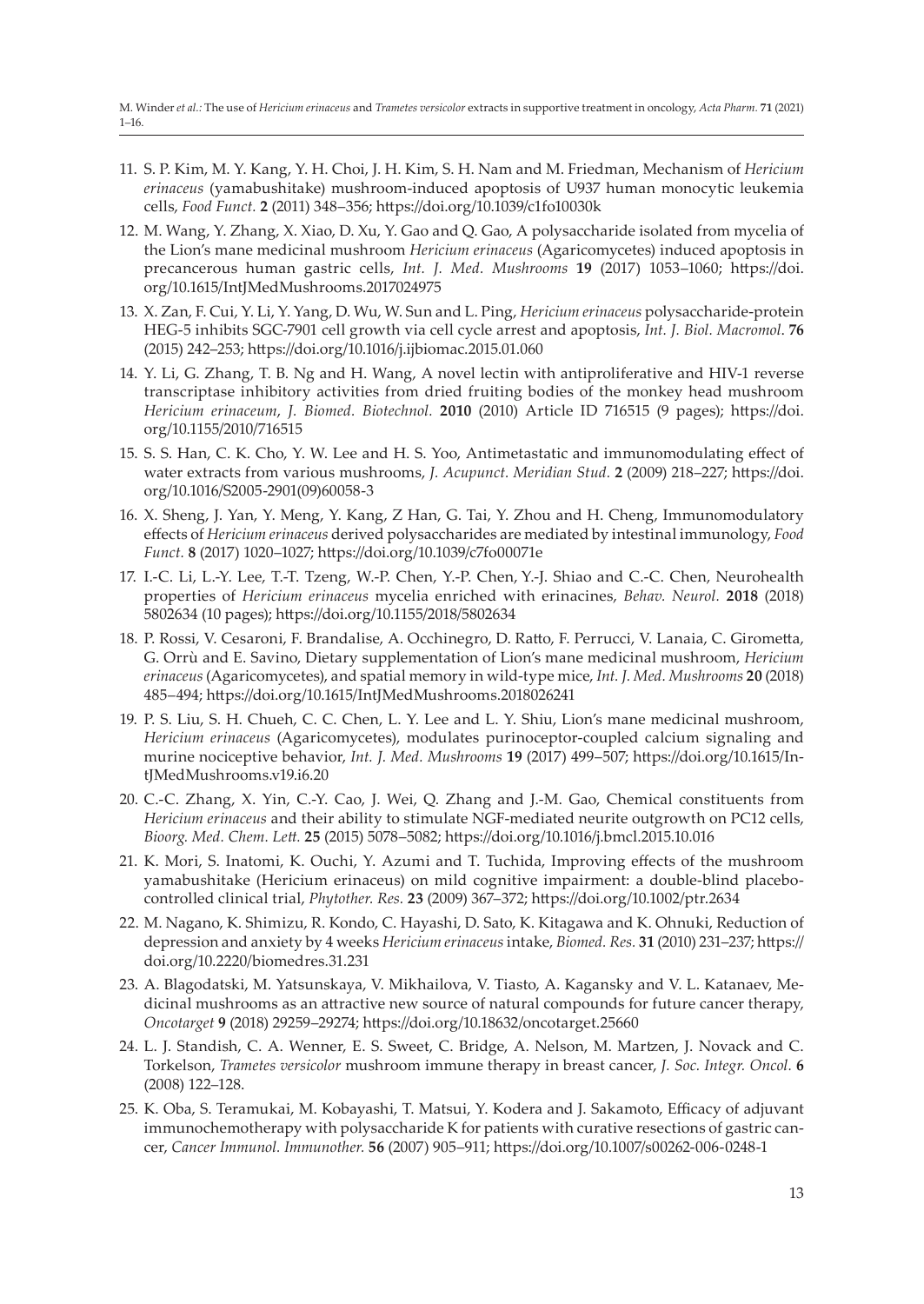11. S. P. Kim, M. Y. Kang, Y. H. Choi, J. H. Kim, S. H. Nam and M. Friedman, Mechanism of *Hericium erinaceus* (yamabushitake) mushroom-induced apoptosis of U937 human monocytic leukemia cells, *Food Funct.* **2** (2011) 348–356; https://doi.org/10.1039/c1fo10030k

12. M. Wang, Y. Zhang, X. Xiao, D. Xu, Y. Gao and Q. Gao, A polysaccharide isolated from mycelia of the Lion's mane medicinal mushroom *Hericium erinaceus* (Agaricomycetes) induced apoptosis in precancerous human gastric cells, *Int. J. Med. Mushrooms* **19** (2017) 1053–1060; https://doi.org/10.1615/IntJMedMushrooms.2017024975

13. X. Zan, F. Cui, Y. Li, Y. Yang, D. Wu, W. Sun and L. Ping, *Hericium erinaceus* polysaccharide-protein HEG-5 inhibits SGC-7901 cell growth via cell cycle arrest and apoptosis, *Int. J. Biol. Macromol*. **76** (2015) 242–253; https://doi.org/10.1016/j.ijbiomac.2015.01.060

14. Y. Li, G. Zhang, T. B. Ng and H. Wang, A novel lectin with antiproliferative and HIV-1 reverse transcriptase inhibitory activities from dried fruiting bodies of the monkey head mushroom *Hericium erinaceum*, *J. Biomed. Biotechnol.* **2010** (2010) Article ID 716515 (9 pages); https://doi.org/10.1155/2010/716515

15. S. S. Han, C. K. Cho, Y. W. Lee and H. S. Yoo, Antimetastatic and immunomodulating effect of water extracts from various mushrooms, *J. Acupunct. Meridian Stud.* **2** (2009) 218–227; https://doi.org/10.1016/S2005-2901(09)60058-3

16. X. Sheng, J. Yan, Y. Meng, Y. Kang, Z Han, G. Tai, Y. Zhou and H. Cheng, Immunomodulatory effects of *Hericium erinaceus* derived polysaccharides are mediated by intestinal immunology, *Food Funct.* **8** (2017) 1020–1027; https://doi.org/10.1039/c7fo00071e

17. I.-C. Li, L.-Y. Lee, T.-T. Tzeng, W.-P. Chen, Y.-P. Chen, Y.-J. Shiao and C.-C. Chen, Neurohealth properties of *Hericium erinaceus* mycelia enriched with erinacines, *Behav. Neurol.* **2018** (2018) 5802634 (10 pages); https://doi.org/10.1155/2018/5802634

18. P. Rossi, V. Cesaroni, F. Brandalise, A. Occhinegro, D. Ratto, F. Perrucci, V. Lanaia, C. Girometta, G. Orrù and E. Savino, Dietary supplementation of Lion's mane medicinal mushroom, *Hericium erinaceus* (Agaricomycetes), and spatial memory in wild-type mice, *Int. J. Med. Mushrooms* **20** (2018) 485–494; https://doi.org/10.1615/IntJMedMushrooms.2018026241

19. P. S. Liu, S. H. Chueh, C. C. Chen, L. Y. Lee and L. Y. Shiu, Lion's mane medicinal mushroom, *Hericium erinaceus* (Agaricomycetes), modulates purinoceptor-coupled calcium signaling and murine nociceptive behavior, *Int. J. Med. Mushrooms* **19** (2017) 499–507; https://doi.org/10.1615/IntJMedMushrooms.v19.i6.20

20. C.-C. Zhang, X. Yin, C.-Y. Cao, J. Wei, Q. Zhang and J.-M. Gao, Chemical constituents from *Hericium erinaceus* and their ability to stimulate NGF-mediated neurite outgrowth on PC12 cells, *Bioorg. Med. Chem. Lett.* **25** (2015) 5078–5082; https://doi.org/10.1016/j.bmcl.2015.10.016

21. K. Mori, S. Inatomi, K. Ouchi, Y. Azumi and T. Tuchida, Improving effects of the mushroom yamabushitake (Hericium erinaceus) on mild cognitive impairment: a double-blind placebo-controlled clinical trial, *Phytother. Res.* **23** (2009) 367–372; https://doi.org/10.1002/ptr.2634

22. M. Nagano, K. Shimizu, R. Kondo, C. Hayashi, D. Sato, K. Kitagawa and K. Ohnuki, Reduction of depression and anxiety by 4 weeks *Hericium erinaceus* intake, *Biomed. Res.* **31** (2010) 231–237; https://doi.org/10.2220/biomedres.31.231

23. A. Blagodatski, M. Yatsunskaya, V. Mikhailova, V. Tiasto, A. Kagansky and V. L. Katanaev, Medicinal mushrooms as an attractive new source of natural compounds for future cancer therapy, *Oncotarget* **9** (2018) 29259–29274; https://doi.org/10.18632/oncotarget.25660

24. L. J. Standish, C. A. Wenner, E. S. Sweet, C. Bridge, A. Nelson, M. Martzen, J. Novack and C. Torkelson, *Trametes versicolor* mushroom immune therapy in breast cancer, *J. Soc. Integr. Oncol.* **6** (2008) 122–128.

25. K. Oba, S. Teramukai, M. Kobayashi, T. Matsui, Y. Kodera and J. Sakamoto, Efficacy of adjuvant immunochemotherapy with polysaccharide K for patients with curative resections of gastric cancer, *Cancer Immunol. Immunother.* **56** (2007) 905–911; https://doi.org/10.1007/s00262-006-0248-1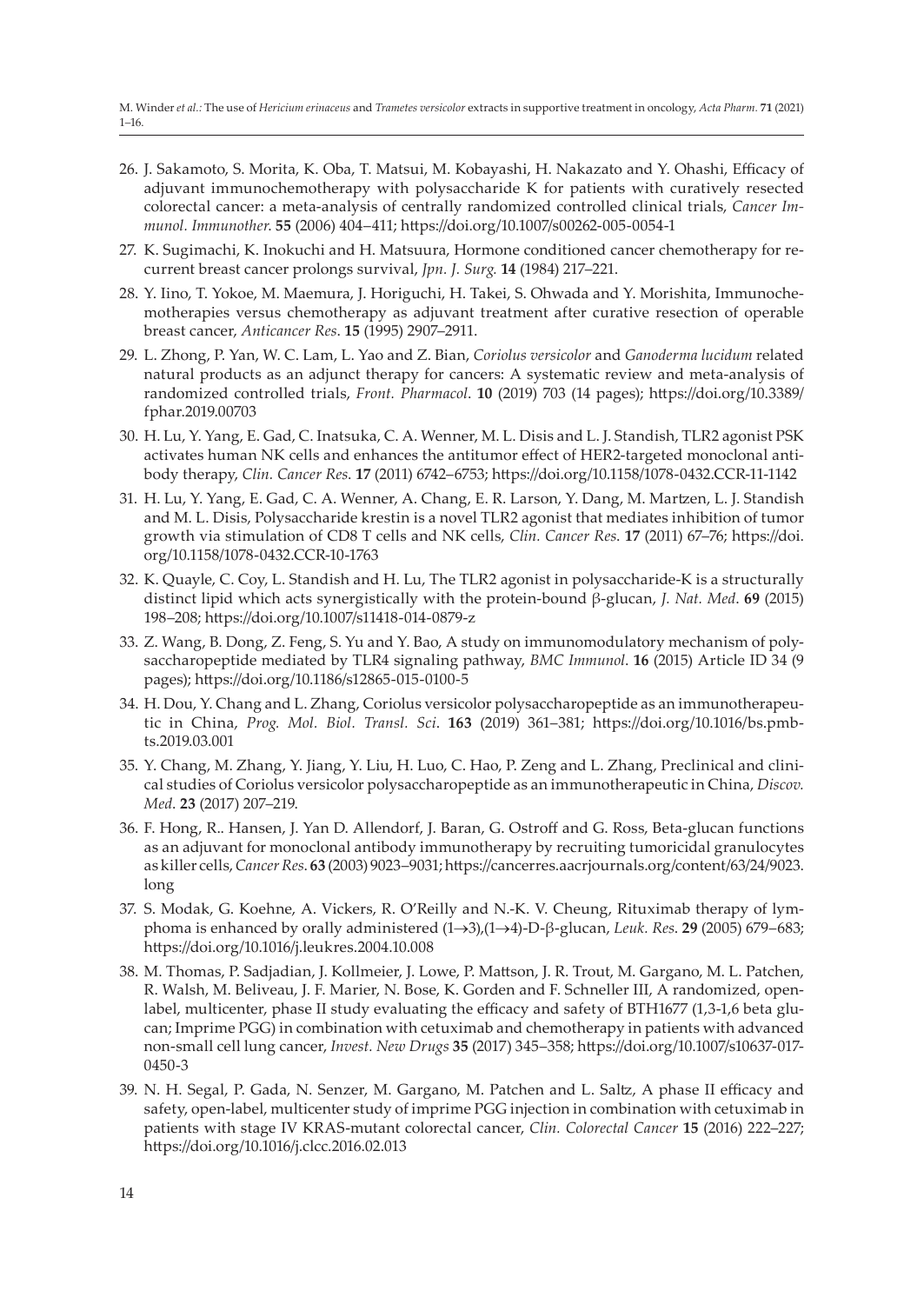26. J. Sakamoto, S. Morita, K. Oba, T. Matsui, M. Kobayashi, H. Nakazato and Y. Ohashi, Efficacy of adjuvant immunochemotherapy with polysaccharide K for patients with curatively resected colorectal cancer: a meta-analysis of centrally randomized controlled clinical trials, *Cancer Immunol. Immunother.* **55** (2006) 404–411; https://doi.org/10.1007/s00262-005-0054-1

27. K. Sugimachi, K. Inokuchi and H. Matsuura, Hormone conditioned cancer chemotherapy for recurrent breast cancer prolongs survival, *Jpn. J. Surg.* **14** (1984) 217–221.

28. Y. Iino, T. Yokoe, M. Maemura, J. Horiguchi, H. Takei, S. Ohwada and Y. Morishita, Immunochemotherapies versus chemotherapy as adjuvant treatment after curative resection of operable breast cancer, *Anticancer Res.* **15** (1995) 2907–2911.

29. L. Zhong, P. Yan, W. C. Lam, L. Yao and Z. Bian, *Coriolus versicolor* and *Ganoderma lucidum* related natural products as an adjunct therapy for cancers: A systematic review and meta-analysis of randomized controlled trials, *Front. Pharmacol.* **10** (2019) 703 (14 pages); https://doi.org/10.3389/fphar.2019.00703

30. H. Lu, Y. Yang, E. Gad, C. Inatsuka, C. A. Wenner, M. L. Disis and L. J. Standish, TLR2 agonist PSK activates human NK cells and enhances the antitumor effect of HER2-targeted monoclonal antibody therapy, *Clin. Cancer Res.* **17** (2011) 6742–6753; https://doi.org/10.1158/1078-0432.CCR-11-1142

31. H. Lu, Y. Yang, E. Gad, C. A. Wenner, A. Chang, E. R. Larson, Y. Dang, M. Martzen, L. J. Standish and M. L. Disis, Polysaccharide krestin is a novel TLR2 agonist that mediates inhibition of tumor growth via stimulation of CD8 T cells and NK cells, *Clin. Cancer Res.* **17** (2011) 67–76; https://doi.org/10.1158/1078-0432.CCR-10-1763

32. K. Quayle, C. Coy, L. Standish and H. Lu, The TLR2 agonist in polysaccharide-K is a structurally distinct lipid which acts synergistically with the protein-bound β-glucan, *J. Nat. Med.* **69** (2015) 198–208; https://doi.org/10.1007/s11418-014-0879-z

33. Z. Wang, B. Dong, Z. Feng, S. Yu and Y. Bao, A study on immunomodulatory mechanism of polysaccharopeptide mediated by TLR4 signaling pathway, *BMC Immunol.* **16** (2015) Article ID 34 (9 pages); https://doi.org/10.1186/s12865-015-0100-5

34. H. Dou, Y. Chang and L. Zhang, Coriolus versicolor polysaccharopeptide as an immunotherapeutic in China, *Prog. Mol. Biol. Transl. Sci.* **163** (2019) 361–381; https://doi.org/10.1016/bs.pmbts.2019.03.001

35. Y. Chang, M. Zhang, Y. Jiang, Y. Liu, H. Luo, C. Hao, P. Zeng and L. Zhang, Preclinical and clinical studies of Coriolus versicolor polysaccharopeptide as an immunotherapeutic in China, *Discov. Med.* **23** (2017) 207–219.

36. F. Hong, R.. Hansen, J. Yan D. Allendorf, J. Baran, G. Ostroff and G. Ross, Beta-glucan functions as an adjuvant for monoclonal antibody immunotherapy by recruiting tumoricidal granulocytes as killer cells, *Cancer Res.* **63** (2003) 9023–9031; https://cancerres.aacrjournals.org/content/63/24/9023.long

37. S. Modak, G. Koehne, A. Vickers, R. O'Reilly and N.-K. V. Cheung, Rituximab therapy of lymphoma is enhanced by orally administered (1→3),(1→4)-D-β-glucan, *Leuk. Res.* **29** (2005) 679–683; https://doi.org/10.1016/j.leukres.2004.10.008

38. M. Thomas, P. Sadjadian, J. Kollmeier, J. Lowe, P. Mattson, J. R. Trout, M. Gargano, M. L. Patchen, R. Walsh, M. Beliveau, J. F. Marier, N. Bose, K. Gorden and F. Schneller III, A randomized, open-label, multicenter, phase II study evaluating the efficacy and safety of BTH1677 (1,3-1,6 beta glucan; Imprime PGG) in combination with cetuximab and chemotherapy in patients with advanced non-small cell lung cancer, *Invest. New Drugs* **35** (2017) 345–358; https://doi.org/10.1007/s10637-017-0450-3

39. N. H. Segal, P. Gada, N. Senzer, M. Gargano, M. Patchen and L. Saltz, A phase II efficacy and safety, open-label, multicenter study of imprime PGG injection in combination with cetuximab in patients with stage IV KRAS-mutant colorectal cancer, *Clin. Colorectal Cancer* **15** (2016) 222–227; https://doi.org/10.1016/j.clcc.2016.02.013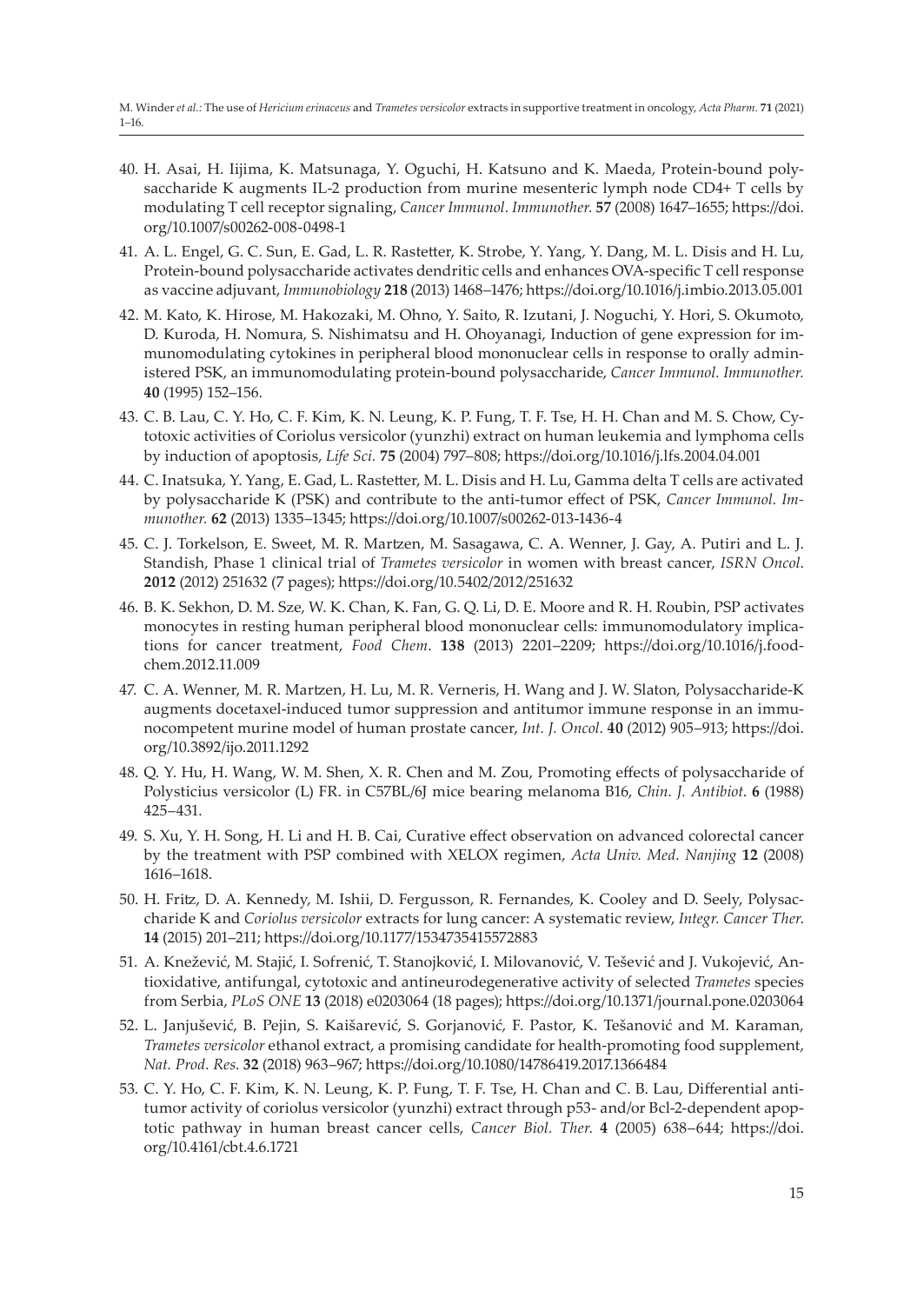40. H. Asai, H. Iijima, K. Matsunaga, Y. Oguchi, H. Katsuno and K. Maeda, Protein-bound polysaccharide K augments IL-2 production from murine mesenteric lymph node CD4+ T cells by modulating T cell receptor signaling, *Cancer Immunol. Immunother.* **57** (2008) 1647–1655; https://doi.org/10.1007/s00262-008-0498-1

41. A. L. Engel, G. C. Sun, E. Gad, L. R. Rastetter, K. Strobe, Y. Yang, Y. Dang, M. L. Disis and H. Lu, Protein-bound polysaccharide activates dendritic cells and enhances OVA-specific T cell response as vaccine adjuvant, *Immunobiology* **218** (2013) 1468–1476; https://doi.org/10.1016/j.imbio.2013.05.001

42. M. Kato, K. Hirose, M. Hakozaki, M. Ohno, Y. Saito, R. Izutani, J. Noguchi, Y. Hori, S. Okumoto, D. Kuroda, H. Nomura, S. Nishimatsu and H. Ohoyanagi, Induction of gene expression for immunomodulating cytokines in peripheral blood mononuclear cells in response to orally administered PSK, an immunomodulating protein-bound polysaccharide, *Cancer Immunol. Immunother.* **40** (1995) 152–156.

43. C. B. Lau, C. Y. Ho, C. F. Kim, K. N. Leung, K. P. Fung, T. F. Tse, H. H. Chan and M. S. Chow, Cytotoxic activities of Coriolus versicolor (yunzhi) extract on human leukemia and lymphoma cells by induction of apoptosis, *Life Sci.* **75** (2004) 797–808; https://doi.org/10.1016/j.lfs.2004.04.001

44. C. Inatsuka, Y. Yang, E. Gad, L. Rastetter, M. L. Disis and H. Lu, Gamma delta T cells are activated by polysaccharide K (PSK) and contribute to the anti-tumor effect of PSK, *Cancer Immunol. Immunother.* **62** (2013) 1335–1345; https://doi.org/10.1007/s00262-013-1436-4

45. C. J. Torkelson, E. Sweet, M. R. Martzen, M. Sasagawa, C. A. Wenner, J. Gay, A. Putiri and L. J. Standish, Phase 1 clinical trial of *Trametes versicolor* in women with breast cancer, *ISRN Oncol.* **2012** (2012) 251632 (7 pages); https://doi.org/10.5402/2012/251632

46. B. K. Sekhon, D. M. Sze, W. K. Chan, K. Fan, G. Q. Li, D. E. Moore and R. H. Roubin, PSP activates monocytes in resting human peripheral blood mononuclear cells: immunomodulatory implications for cancer treatment, *Food Chem.* **138** (2013) 2201–2209; https://doi.org/10.1016/j.foodchem.2012.11.009

47. C. A. Wenner, M. R. Martzen, H. Lu, M. R. Verneris, H. Wang and J. W. Slaton, Polysaccharide-K augments docetaxel-induced tumor suppression and antitumor immune response in an immunocompetent murine model of human prostate cancer, *Int. J. Oncol.* **40** (2012) 905–913; https://doi.org/10.3892/ijo.2011.1292

48. Q. Y. Hu, H. Wang, W. M. Shen, X. R. Chen and M. Zou, Promoting effects of polysaccharide of Polysticius versicolor (L) FR. in C57BL/6J mice bearing melanoma B16, *Chin. J. Antibiot.* **6** (1988) 425–431.

49. S. Xu, Y. H. Song, H. Li and H. B. Cai, Curative effect observation on advanced colorectal cancer by the treatment with PSP combined with XELOX regimen, *Acta Univ. Med. Nanjing* **12** (2008) 1616–1618.

50. H. Fritz, D. A. Kennedy, M. Ishii, D. Fergusson, R. Fernandes, K. Cooley and D. Seely, Polysaccharide K and *Coriolus versicolor* extracts for lung cancer: A systematic review, *Integr. Cancer Ther.* **14** (2015) 201–211; https://doi.org/10.1177/1534735415572883

51. A. Knežević, M. Stajić, I. Sofrenić, T. Stanojković, I. Milovanović, V. Tešević and J. Vukojević, Antioxidative, antifungal, cytotoxic and antineurodegenerative activity of selected *Trametes* species from Serbia, *PLoS ONE* **13** (2018) e0203064 (18 pages); https://doi.org/10.1371/journal.pone.0203064

52. L. Janjušević, B. Pejin, S. Kaišarević, S. Gorjanović, F. Pastor, K. Tešanović and M. Karaman, *Trametes versicolor* ethanol extract, a promising candidate for health-promoting food supplement, *Nat. Prod. Res.* **32** (2018) 963–967; https://doi.org/10.1080/14786419.2017.1366484

53. C. Y. Ho, C. F. Kim, K. N. Leung, K. P. Fung, T. F. Tse, H. Chan and C. B. Lau, Differential antitumor activity of coriolus versicolor (yunzhi) extract through p53- and/or Bcl-2-dependent apoptotic pathway in human breast cancer cells, *Cancer Biol. Ther.* **4** (2005) 638–644; https://doi.org/10.4161/cbt.4.6.1721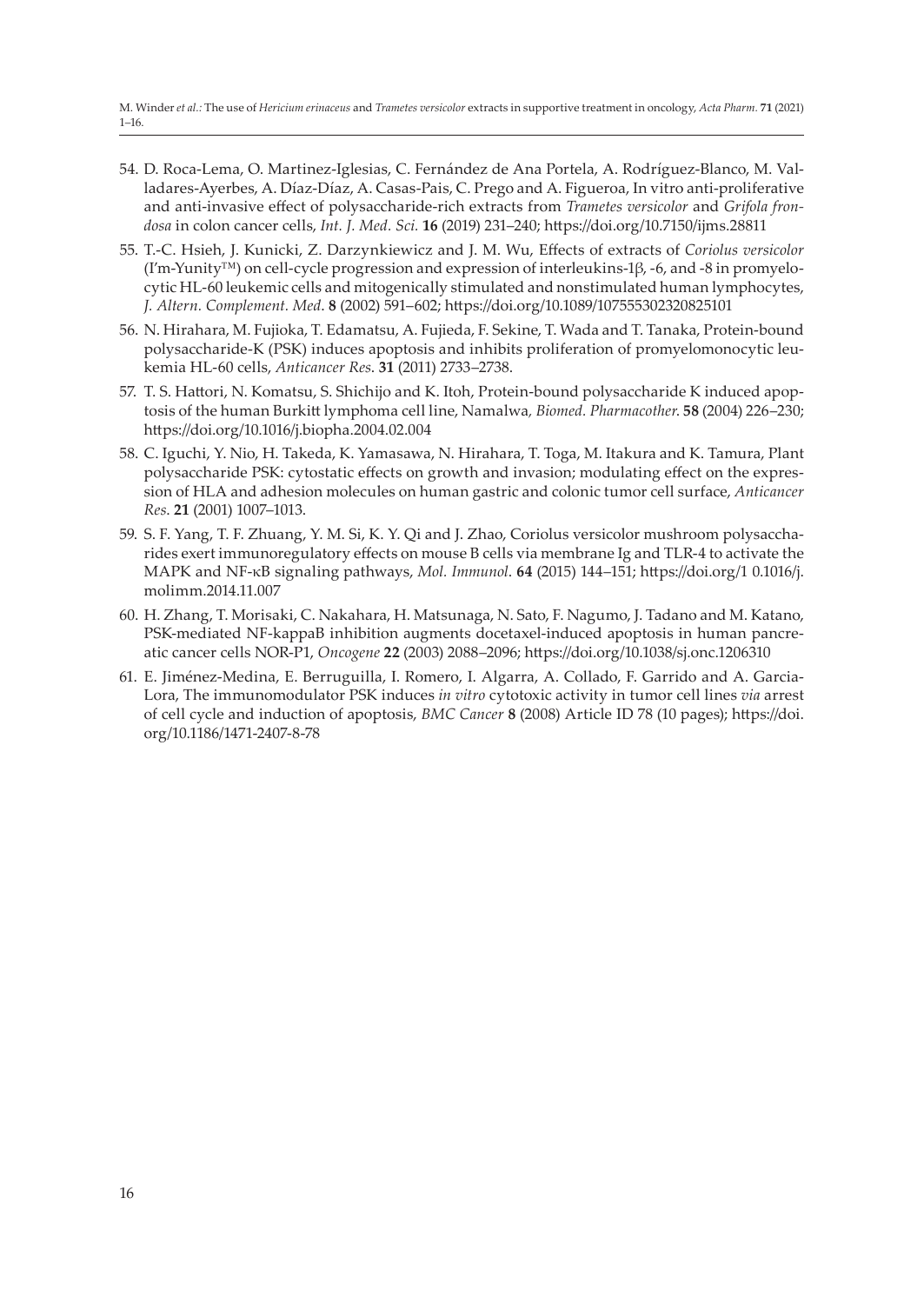54. D. Roca-Lema, O. Martinez-Iglesias, C. Fernández de Ana Portela, A. Rodríguez-Blanco, M. Valladares-Ayerbes, A. Díaz-Díaz, A. Casas-Pais, C. Prego and A. Figueroa, In vitro anti-proliferative and anti-invasive effect of polysaccharide-rich extracts from *Trametes versicolor* and *Grifola frondosa* in colon cancer cells, *Int. J. Med. Sci.* **16** (2019) 231–240; https://doi.org/10.7150/ijms.28811
55. T.-C. Hsieh, J. Kunicki, Z. Darzynkiewicz and J. M. Wu, Effects of extracts of *Coriolus versicolor* (I'm-Yunity™) on cell-cycle progression and expression of interleukins-1β, -6, and -8 in promyelocytic HL-60 leukemic cells and mitogenically stimulated and nonstimulated human lymphocytes, *J. Altern. Complement. Med*. **8** (2002) 591–602; https://doi.org/10.1089/107555302320825101
56. N. Hirahara, M. Fujioka, T. Edamatsu, A. Fujieda, F. Sekine, T. Wada and T. Tanaka, Protein-bound polysaccharide-K (PSK) induces apoptosis and inhibits proliferation of promyelomonocytic leukemia HL-60 cells, *Anticancer Res.* **31** (2011) 2733–2738.
57. T. S. Hattori, N. Komatsu, S. Shichijo and K. Itoh, Protein-bound polysaccharide K induced apoptosis of the human Burkitt lymphoma cell line, Namalwa, *Biomed. Pharmacother.* **58** (2004) 226–230; https://doi.org/10.1016/j.biopha.2004.02.004
58. C. Iguchi, Y. Nio, H. Takeda, K. Yamasawa, N. Hirahara, T. Toga, M. Itakura and K. Tamura, Plant polysaccharide PSK: cytostatic effects on growth and invasion; modulating effect on the expression of HLA and adhesion molecules on human gastric and colonic tumor cell surface, *Anticancer Res.* **21** (2001) 1007–1013.
59. S. F. Yang, T. F. Zhuang, Y. M. Si, K. Y. Qi and J. Zhao, Coriolus versicolor mushroom polysaccharides exert immunoregulatory effects on mouse B cells via membrane Ig and TLR-4 to activate the MAPK and NF-κB signaling pathways, *Mol. Immunol*. **64** (2015) 144–151; https://doi.org/1 0.1016/j.molimm.2014.11.007
60. H. Zhang, T. Morisaki, C. Nakahara, H. Matsunaga, N. Sato, F. Nagumo, J. Tadano and M. Katano, PSK-mediated NF-kappaB inhibition augments docetaxel-induced apoptosis in human pancreatic cancer cells NOR-P1, *Oncogene* **22** (2003) 2088–2096; https://doi.org/10.1038/sj.onc.1206310
61. E. Jiménez-Medina, E. Berruguilla, I. Romero, I. Algarra, A. Collado, F. Garrido and A. Garcia-Lora, The immunomodulator PSK induces *in vitro* cytotoxic activity in tumor cell lines *via* arrest of cell cycle and induction of apoptosis, *BMC Cancer* **8** (2008) Article ID 78 (10 pages); https://doi.org/10.1186/1471-2407-8-78